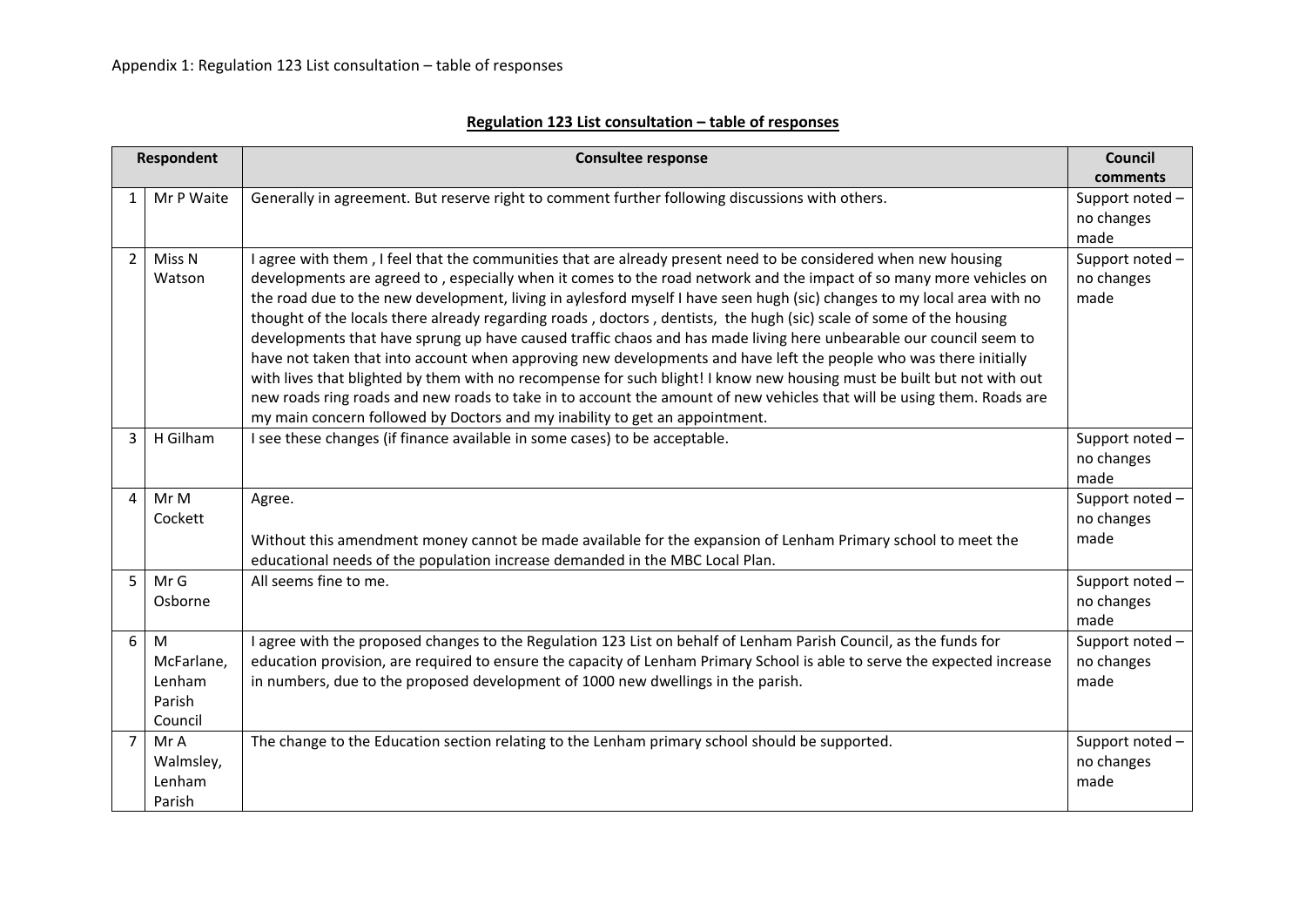Appendix 1: Regulation 123 List consultation – table of responses

## Regulation 123 List consultation – table of responses

| Respondent | | Consultee response | Council comments |
|---|---|---|---|
| 1 | Mr P Waite | Generally in agreement. But reserve right to comment further following discussions with others. | Support noted – no changes made |
| 2 | Miss N Watson | I agree with them , I feel that the communities that are already present need to be considered when new housing developments are agreed to , especially when it comes to the road network and the impact of so many more vehicles on the road due to the new development, living in aylesford myself I have seen hugh (sic) changes to my local area with no thought of the locals there already regarding roads , doctors , dentists, the hugh (sic) scale of some of the housing developments that have sprung up have caused traffic chaos and has made living here unbearable our council seem to have not taken that into account when approving new developments and have left the people who was there initially with lives that blighted by them with no recompense for such blight! I know new housing must be built but not with out new roads ring roads and new roads to take in to account the amount of new vehicles that will be using them. Roads are my main concern followed by Doctors and my inability to get an appointment. | Support noted – no changes made |
| 3 | H Gilham | I see these changes (if finance available in some cases) to be acceptable. | Support noted – no changes made |
| 4 | Mr M Cockett | Agree.<br><br>Without this amendment money cannot be made available for the expansion of Lenham Primary school to meet the educational needs of the population increase demanded in the MBC Local Plan. | Support noted – no changes made |
| 5 | Mr G Osborne | All seems fine to me. | Support noted – no changes made |
| 6 | M McFarlane, Lenham Parish Council | I agree with the proposed changes to the Regulation 123 List on behalf of Lenham Parish Council, as the funds for education provision, are required to ensure the capacity of Lenham Primary School is able to serve the expected increase in numbers, due to the proposed development of 1000 new dwellings in the parish. | Support noted – no changes made |
| 7 | Mr A Walmsley, Lenham Parish | The change to the Education section relating to the Lenham primary school should be supported. | Support noted – no changes made |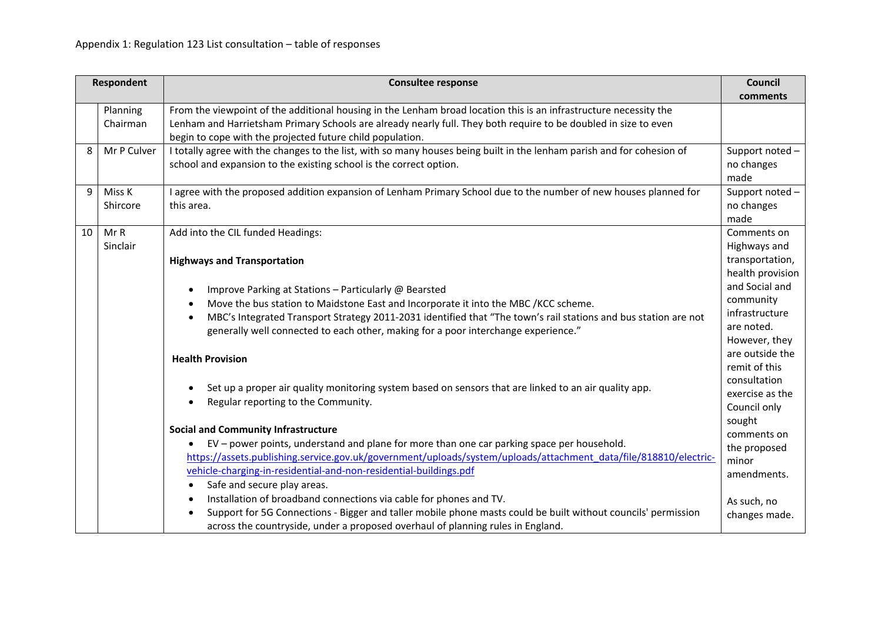Appendix 1: Regulation 123 List consultation – table of responses

| | Respondent | Consultee response | Council comments |
|---|---|---|---|
| | Planning Chairman | From the viewpoint of the additional housing in the Lenham broad location this is an infrastructure necessity the Lenham and Harrietsham Primary Schools are already nearly full. They both require to be doubled in size to even begin to cope with the projected future child population. | |
| 8 | Mr P Culver | I totally agree with the changes to the list, with so many houses being built in the lenham parish and for cohesion of school and expansion to the existing school is the correct option. | Support noted – no changes made |
| 9 | Miss K Shircore | I agree with the proposed addition expansion of Lenham Primary School due to the number of new houses planned for this area. | Support noted – no changes made |
| 10 | Mr R Sinclair | Add into the CIL funded Headings:<br><br>**Highways and Transportation**<br><br>• Improve Parking at Stations – Particularly @ Bearsted<br>• Move the bus station to Maidstone East and Incorporate it into the MBC /KCC scheme.<br>• MBC's Integrated Transport Strategy 2011-2031 identified that "The town's rail stations and bus station are not generally well connected to each other, making for a poor interchange experience."<br><br>**Health Provision**<br><br>• Set up a proper air quality monitoring system based on sensors that are linked to an air quality app.<br>• Regular reporting to the Community.<br><br>**Social and Community Infrastructure**<br>• EV – power points, understand and plane for more than one car parking space per household.<br>https://assets.publishing.service.gov.uk/government/uploads/system/uploads/attachment_data/file/818810/electric-vehicle-charging-in-residential-and-non-residential-buildings.pdf<br>• Safe and secure play areas.<br>• Installation of broadband connections via cable for phones and TV.<br>• Support for 5G Connections - Bigger and taller mobile phone masts could be built without councils' permission across the countryside, under a proposed overhaul of planning rules in England. | Comments on Highways and transportation, health provision and Social and community infrastructure are noted. However, they are outside the remit of this consultation exercise as the Council only sought comments on the proposed minor amendments.<br><br>As such, no changes made. |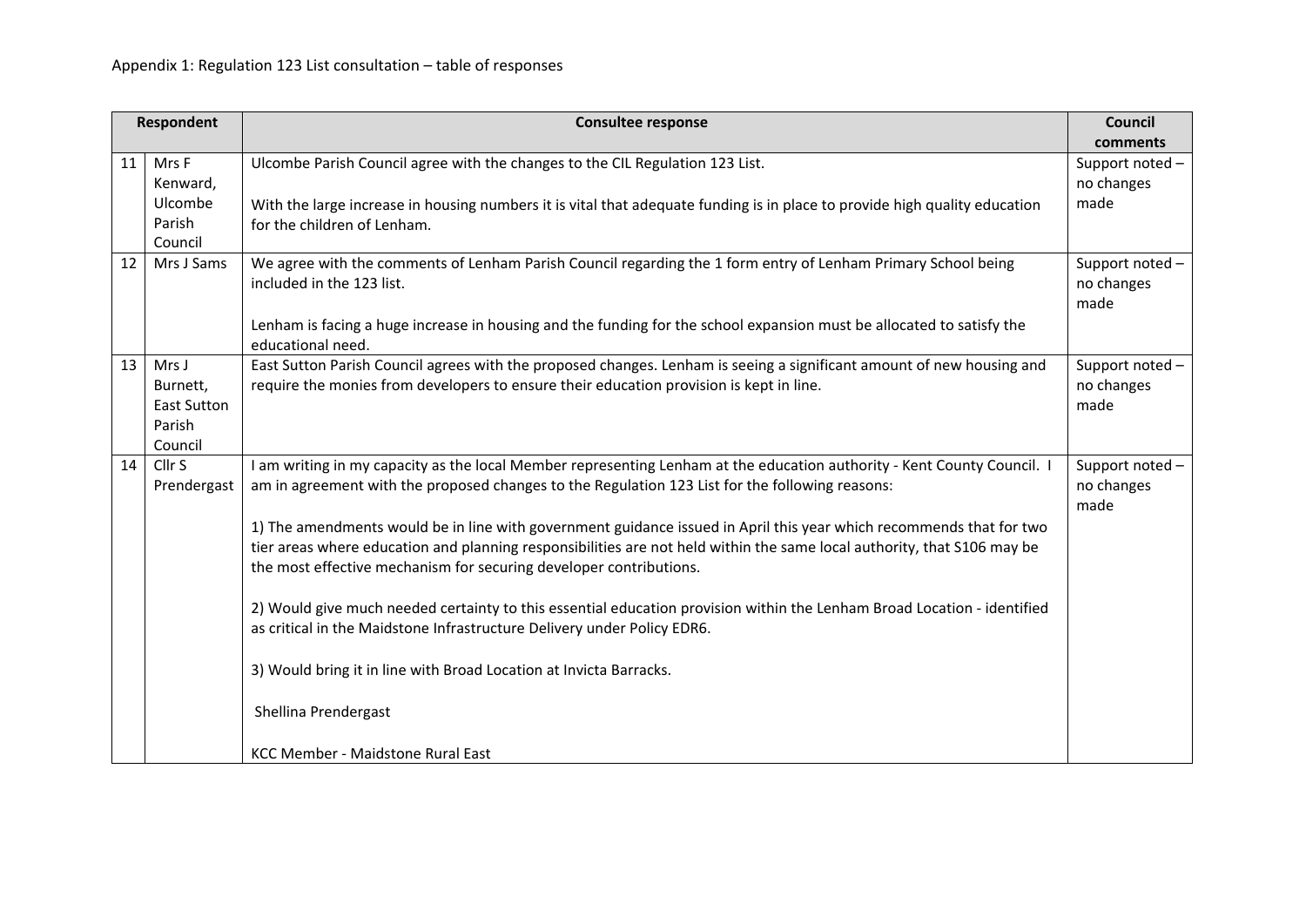Appendix 1: Regulation 123 List consultation – table of responses

| Respondent | | Consultee response | Council comments |
|---|---|---|---|
| 11 | Mrs F Kenward, Ulcombe Parish Council | Ulcombe Parish Council agree with the changes to the CIL Regulation 123 List.<br><br>With the large increase in housing numbers it is vital that adequate funding is in place to provide high quality education for the children of Lenham. | Support noted – no changes made |
| 12 | Mrs J Sams | We agree with the comments of Lenham Parish Council regarding the 1 form entry of Lenham Primary School being included in the 123 list.<br><br>Lenham is facing a huge increase in housing and the funding for the school expansion must be allocated to satisfy the educational need. | Support noted – no changes made |
| 13 | Mrs J Burnett, East Sutton Parish Council | East Sutton Parish Council agrees with the proposed changes. Lenham is seeing a significant amount of new housing and require the monies from developers to ensure their education provision is kept in line. | Support noted – no changes made |
| 14 | Cllr S Prendergast | I am writing in my capacity as the local Member representing Lenham at the education authority - Kent County Council. I am in agreement with the proposed changes to the Regulation 123 List for the following reasons:<br><br>1) The amendments would be in line with government guidance issued in April this year which recommends that for two tier areas where education and planning responsibilities are not held within the same local authority, that S106 may be the most effective mechanism for securing developer contributions.<br><br>2) Would give much needed certainty to this essential education provision within the Lenham Broad Location - identified as critical in the Maidstone Infrastructure Delivery under Policy EDR6.<br><br>3) Would bring it in line with Broad Location at Invicta Barracks.<br><br>Shellina Prendergast<br><br>KCC Member - Maidstone Rural East | Support noted – no changes made |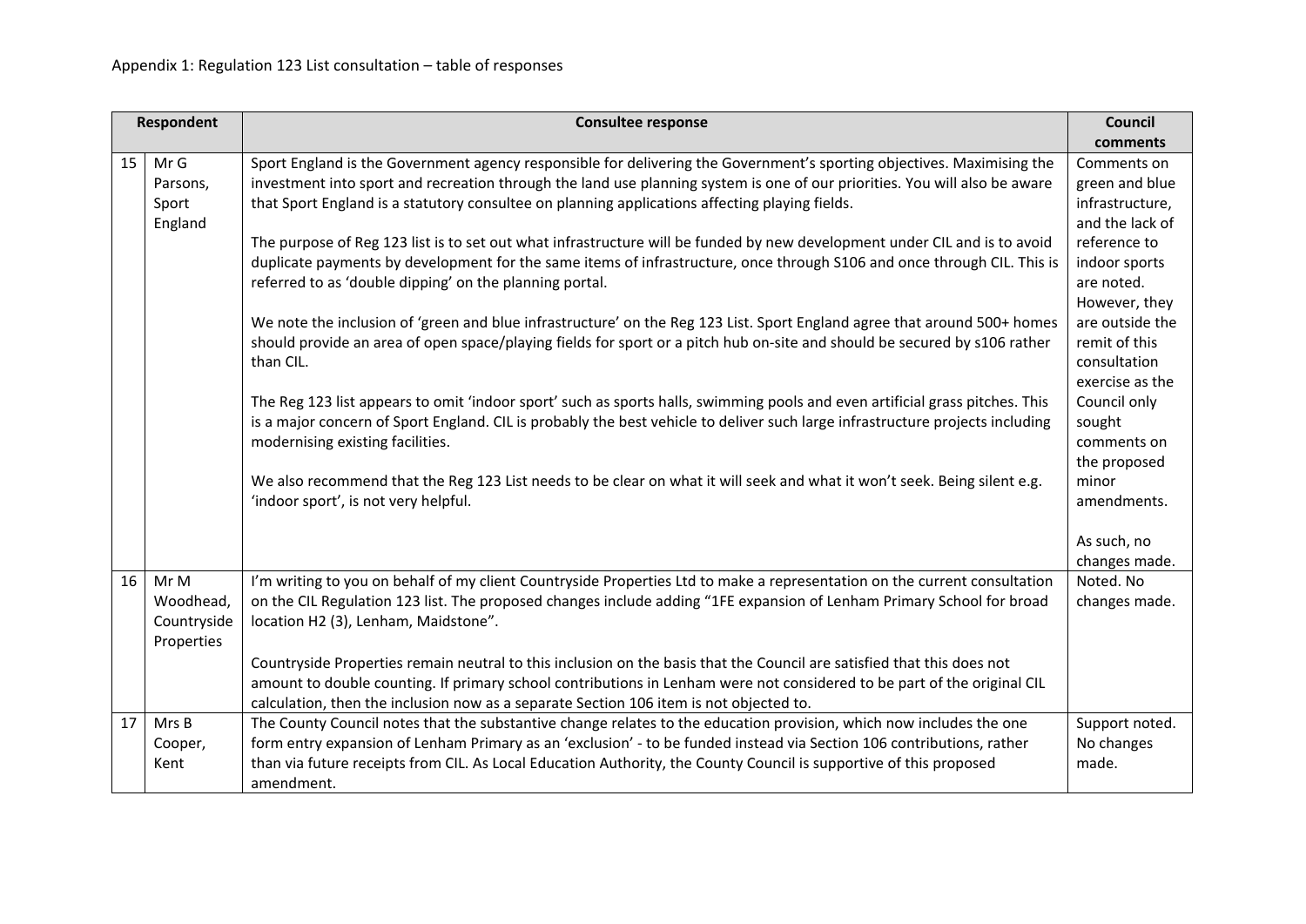Appendix 1: Regulation 123 List consultation – table of responses

| Respondent | | Consultee response | Council comments |
|---|---|---|---|
| 15 | Mr G Parsons, Sport England | Sport England is the Government agency responsible for delivering the Government's sporting objectives. Maximising the investment into sport and recreation through the land use planning system is one of our priorities. You will also be aware that Sport England is a statutory consultee on planning applications affecting playing fields.<br><br>The purpose of Reg 123 list is to set out what infrastructure will be funded by new development under CIL and is to avoid duplicate payments by development for the same items of infrastructure, once through S106 and once through CIL. This is referred to as 'double dipping' on the planning portal.<br><br>We note the inclusion of 'green and blue infrastructure' on the Reg 123 List. Sport England agree that around 500+ homes should provide an area of open space/playing fields for sport or a pitch hub on-site and should be secured by s106 rather than CIL.<br><br>The Reg 123 list appears to omit 'indoor sport' such as sports halls, swimming pools and even artificial grass pitches. This is a major concern of Sport England. CIL is probably the best vehicle to deliver such large infrastructure projects including modernising existing facilities.<br><br>We also recommend that the Reg 123 List needs to be clear on what it will seek and what it won't seek. Being silent e.g. 'indoor sport', is not very helpful. | Comments on green and blue infrastructure, and the lack of reference to indoor sports are noted. However, they are outside the remit of this consultation exercise as the Council only sought comments on the proposed minor amendments.<br><br>As such, no changes made. |
| 16 | Mr M Woodhead, Countryside Properties | I'm writing to you on behalf of my client Countryside Properties Ltd to make a representation on the current consultation on the CIL Regulation 123 list. The proposed changes include adding "1FE expansion of Lenham Primary School for broad location H2 (3), Lenham, Maidstone".<br><br>Countryside Properties remain neutral to this inclusion on the basis that the Council are satisfied that this does not amount to double counting. If primary school contributions in Lenham were not considered to be part of the original CIL calculation, then the inclusion now as a separate Section 106 item is not objected to. | Noted. No changes made. |
| 17 | Mrs B Cooper, Kent | The County Council notes that the substantive change relates to the education provision, which now includes the one form entry expansion of Lenham Primary as an 'exclusion' - to be funded instead via Section 106 contributions, rather than via future receipts from CIL. As Local Education Authority, the County Council is supportive of this proposed amendment. | Support noted. No changes made. |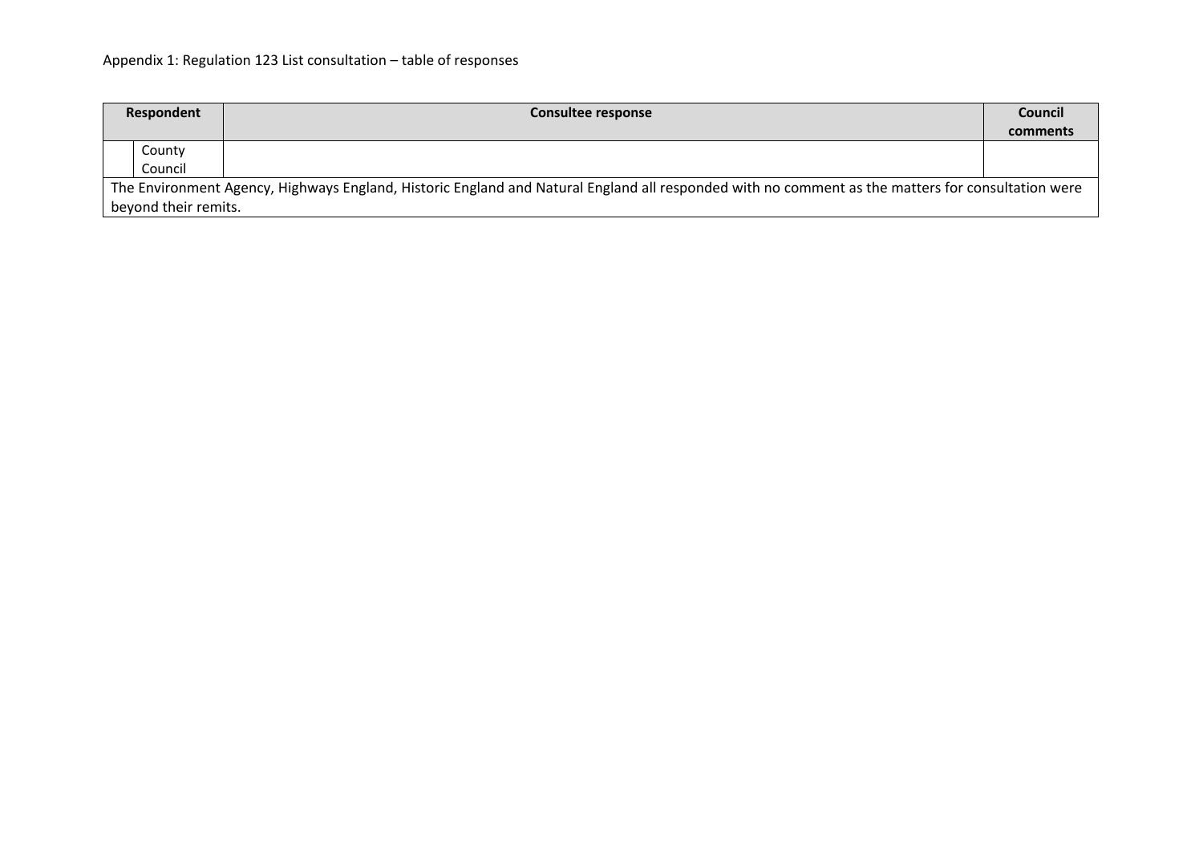Appendix 1: Regulation 123 List consultation – table of responses

| **Respondent** | | **Consultee response** | **Council comments** |
|---|---|---|---|
| | County Council | | |
| The Environment Agency, Highways England, Historic England and Natural England all responded with no comment as the matters for consultation were beyond their remits. | | | |